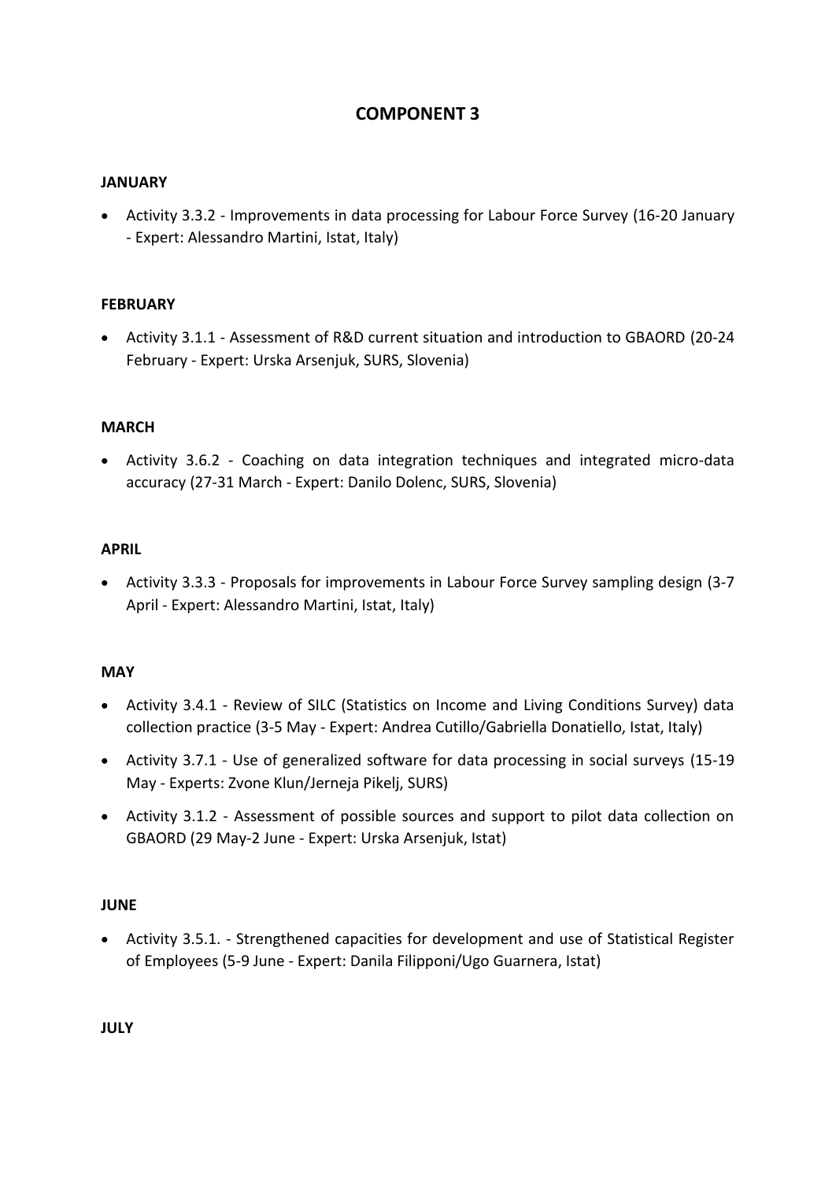# COMPONENT 3

**JANUARY**

- Activity 3.3.2 - Improvements in data processing for Labour Force Survey (16-20 January - Expert: Alessandro Martini, Istat, Italy)

**FEBRUARY**

- Activity 3.1.1 - Assessment of R&D current situation and introduction to GBAORD (20-24 February - Expert: Urska Arsenjuk, SURS, Slovenia)

**MARCH**

- Activity 3.6.2 - Coaching on data integration techniques and integrated micro-data accuracy (27-31 March - Expert: Danilo Dolenc, SURS, Slovenia)

**APRIL**

- Activity 3.3.3 - Proposals for improvements in Labour Force Survey sampling design (3-7 April - Expert: Alessandro Martini, Istat, Italy)

**MAY**

- Activity 3.4.1 - Review of SILC (Statistics on Income and Living Conditions Survey) data collection practice (3-5 May - Expert: Andrea Cutillo/Gabriella Donatiello, Istat, Italy)
- Activity 3.7.1 - Use of generalized software for data processing in social surveys (15-19 May - Experts: Zvone Klun/Jerneja Pikelj, SURS)
- Activity 3.1.2 - Assessment of possible sources and support to pilot data collection on GBAORD (29 May-2 June - Expert: Urska Arsenjuk, Istat)

**JUNE**

- Activity 3.5.1. - Strengthened capacities for development and use of Statistical Register of Employees (5-9 June - Expert: Danila Filipponi/Ugo Guarnera, Istat)

**JULY**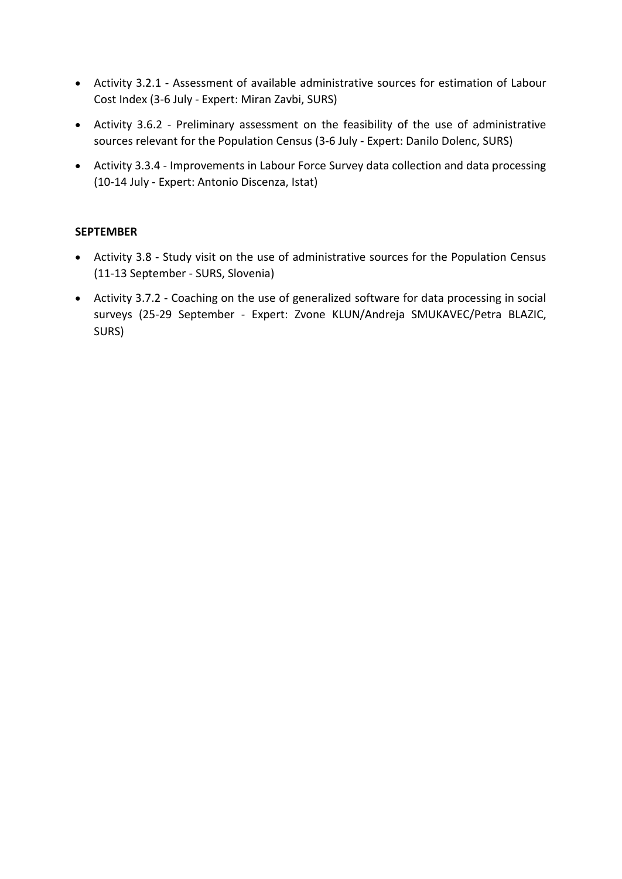- Activity 3.2.1 - Assessment of available administrative sources for estimation of Labour Cost Index (3-6 July - Expert: Miran Zavbi, SURS)
- Activity 3.6.2 - Preliminary assessment on the feasibility of the use of administrative sources relevant for the Population Census (3-6 July - Expert: Danilo Dolenc, SURS)
- Activity 3.3.4 - Improvements in Labour Force Survey data collection and data processing (10-14 July - Expert: Antonio Discenza, Istat)

**SEPTEMBER**

- Activity 3.8 - Study visit on the use of administrative sources for the Population Census (11-13 September - SURS, Slovenia)
- Activity 3.7.2 - Coaching on the use of generalized software for data processing in social surveys (25-29 September - Expert: Zvone KLUN/Andreja SMUKAVEC/Petra BLAZIC, SURS)